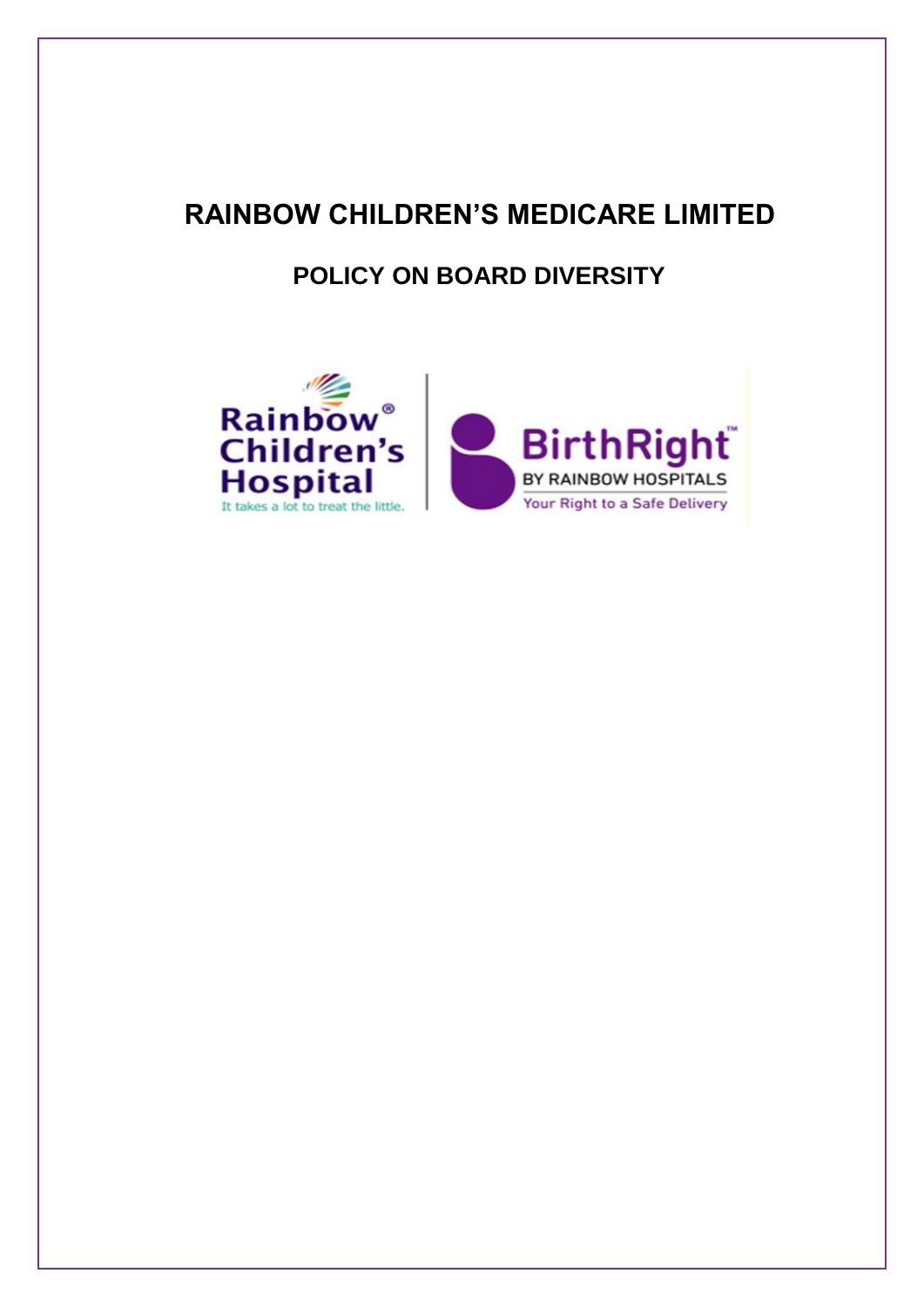# RAINBOW CHILDREN'S MEDICARE LIMITED

## POLICY ON BOARD DIVERSITY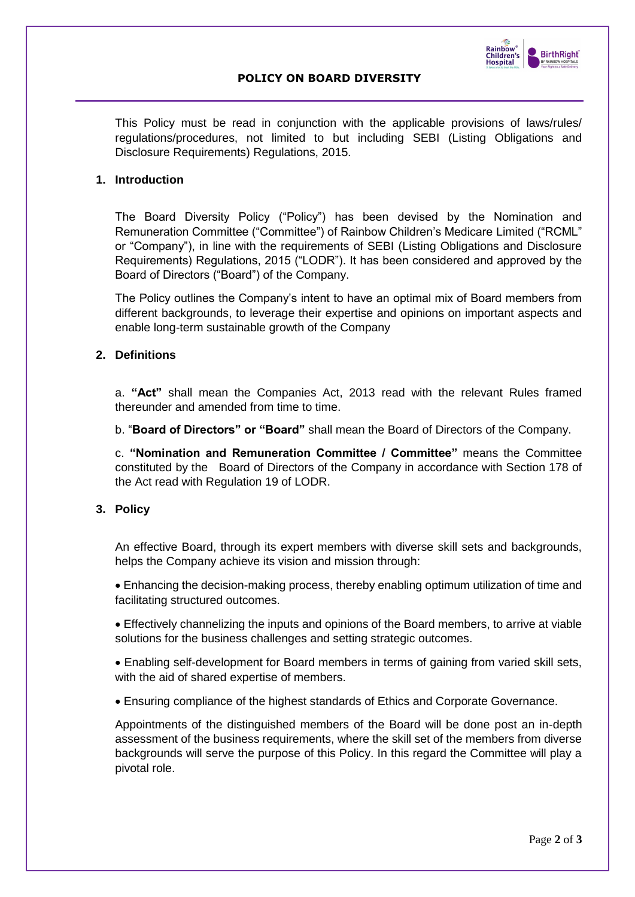# POLICY ON BOARD DIVERSITY

This Policy must be read in conjunction with the applicable provisions of laws/rules/ regulations/procedures, not limited to but including SEBI (Listing Obligations and Disclosure Requirements) Regulations, 2015.

## 1. Introduction

The Board Diversity Policy ("Policy") has been devised by the Nomination and Remuneration Committee ("Committee") of Rainbow Children's Medicare Limited ("RCML" or "Company"), in line with the requirements of SEBI (Listing Obligations and Disclosure Requirements) Regulations, 2015 ("LODR"). It has been considered and approved by the Board of Directors ("Board") of the Company.

The Policy outlines the Company's intent to have an optimal mix of Board members from different backgrounds, to leverage their expertise and opinions on important aspects and enable long-term sustainable growth of the Company

## 2. Definitions

a. **"Act"** shall mean the Companies Act, 2013 read with the relevant Rules framed thereunder and amended from time to time.

b. "**Board of Directors" or "Board"** shall mean the Board of Directors of the Company.

c. **"Nomination and Remuneration Committee / Committee"** means the Committee constituted by the Board of Directors of the Company in accordance with Section 178 of the Act read with Regulation 19 of LODR.

## 3. Policy

An effective Board, through its expert members with diverse skill sets and backgrounds, helps the Company achieve its vision and mission through:

- Enhancing the decision-making process, thereby enabling optimum utilization of time and facilitating structured outcomes.
- Effectively channelizing the inputs and opinions of the Board members, to arrive at viable solutions for the business challenges and setting strategic outcomes.
- Enabling self-development for Board members in terms of gaining from varied skill sets, with the aid of shared expertise of members.
- Ensuring compliance of the highest standards of Ethics and Corporate Governance.

Appointments of the distinguished members of the Board will be done post an in-depth assessment of the business requirements, where the skill set of the members from diverse backgrounds will serve the purpose of this Policy. In this regard the Committee will play a pivotal role.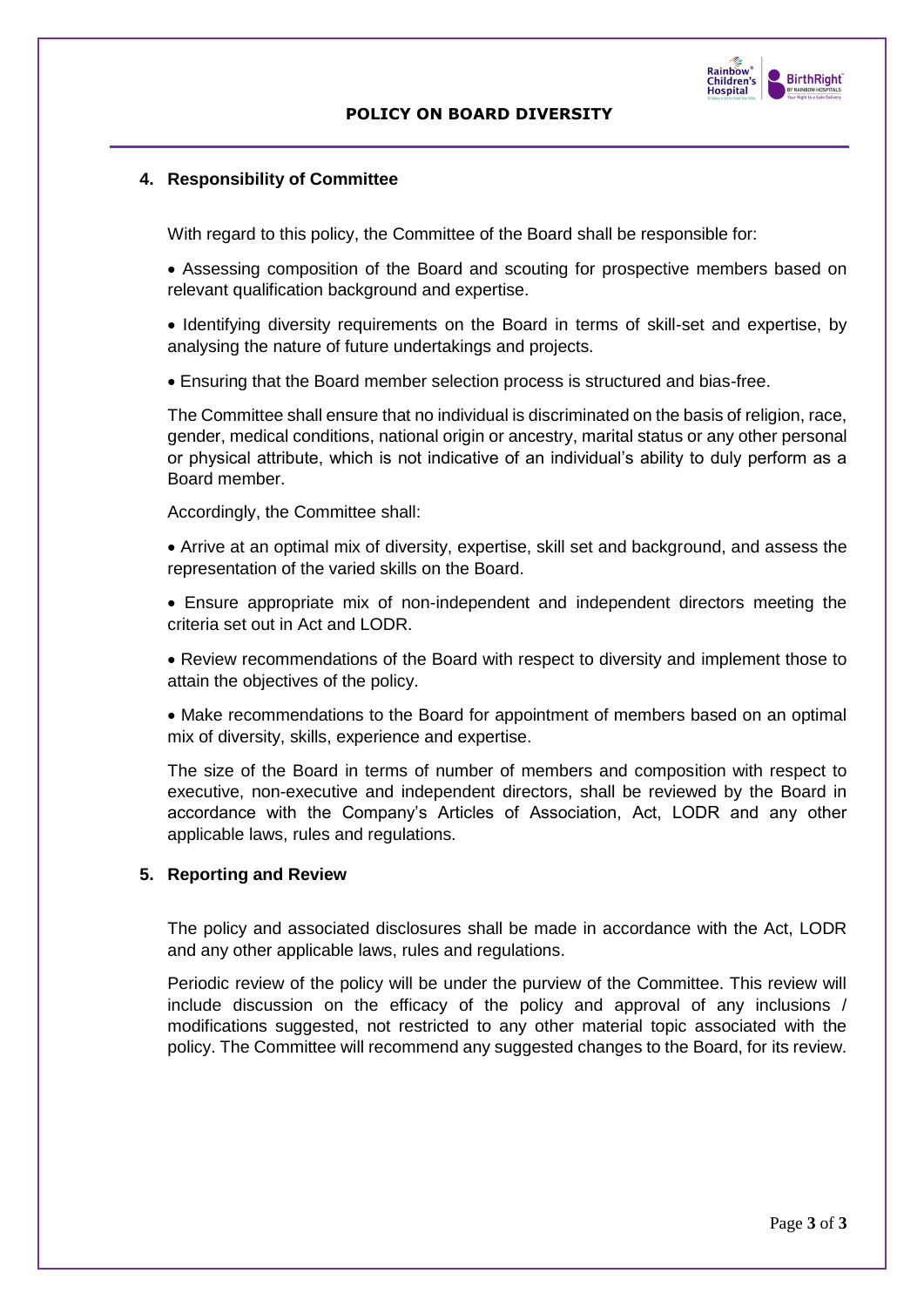## 4. Responsibility of Committee

With regard to this policy, the Committee of the Board shall be responsible for:

- Assessing composition of the Board and scouting for prospective members based on relevant qualification background and expertise.
- Identifying diversity requirements on the Board in terms of skill-set and expertise, by analysing the nature of future undertakings and projects.
- Ensuring that the Board member selection process is structured and bias-free.

The Committee shall ensure that no individual is discriminated on the basis of religion, race, gender, medical conditions, national origin or ancestry, marital status or any other personal or physical attribute, which is not indicative of an individual's ability to duly perform as a Board member.

Accordingly, the Committee shall:

- Arrive at an optimal mix of diversity, expertise, skill set and background, and assess the representation of the varied skills on the Board.
- Ensure appropriate mix of non-independent and independent directors meeting the criteria set out in Act and LODR.
- Review recommendations of the Board with respect to diversity and implement those to attain the objectives of the policy.
- Make recommendations to the Board for appointment of members based on an optimal mix of diversity, skills, experience and expertise.

The size of the Board in terms of number of members and composition with respect to executive, non-executive and independent directors, shall be reviewed by the Board in accordance with the Company's Articles of Association, Act, LODR and any other applicable laws, rules and regulations.

## 5. Reporting and Review

The policy and associated disclosures shall be made in accordance with the Act, LODR and any other applicable laws, rules and regulations.

Periodic review of the policy will be under the purview of the Committee. This review will include discussion on the efficacy of the policy and approval of any inclusions / modifications suggested, not restricted to any other material topic associated with the policy. The Committee will recommend any suggested changes to the Board, for its review.